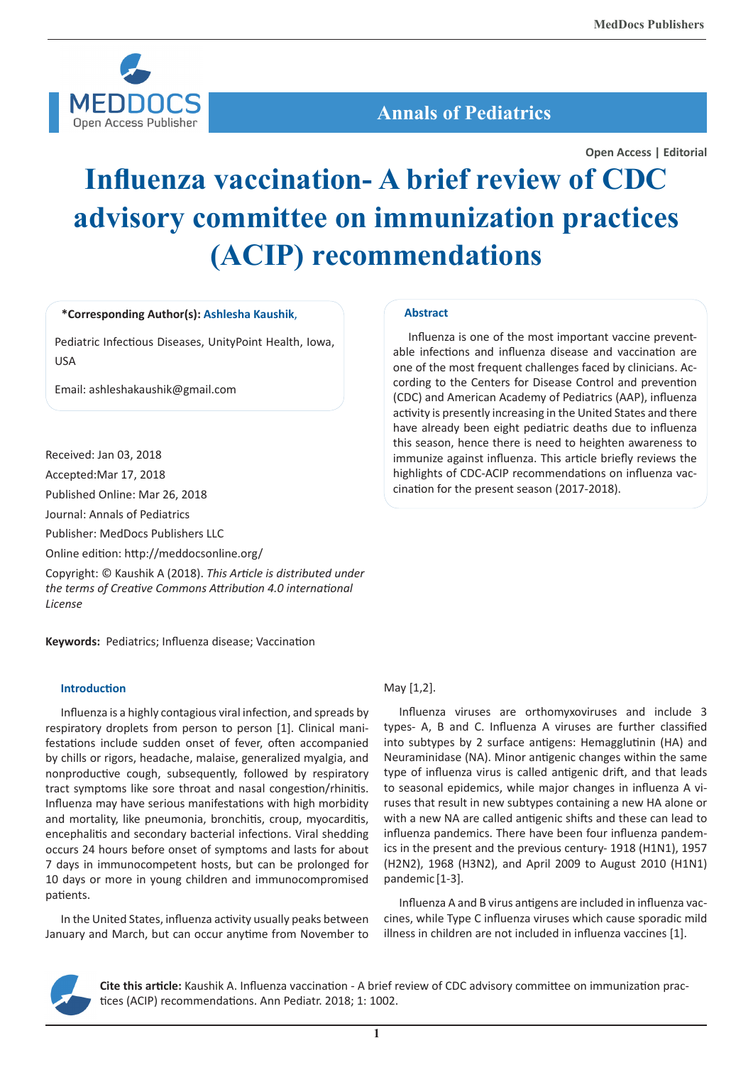Open Access | Editorial

# Influenza vaccination- A brief review of CDC advisory committee on immunization practices (ACIP) recommendations

**\*Corresponding Author(s): Ashlesha Kaushik,**

Pediatric Infectious Diseases, UnityPoint Health, Iowa, USA

Email: ashleshakaushik@gmail.com

Received: Jan 03, 2018

Accepted:Mar 17, 2018

Published Online: Mar 26, 2018

Journal: Annals of Pediatrics

Publisher: MedDocs Publishers LLC

Online edition: http://meddocsonline.org/

Copyright: © Kaushik A (2018). *This Article is distributed under the terms of Creative Commons Attribution 4.0 international License*

## Abstract

Influenza is one of the most important vaccine preventable infections and influenza disease and vaccination are one of the most frequent challenges faced by clinicians. According to the Centers for Disease Control and prevention (CDC) and American Academy of Pediatrics (AAP), influenza activity is presently increasing in the United States and there have already been eight pediatric deaths due to influenza this season, hence there is need to heighten awareness to immunize against influenza. This article briefly reviews the highlights of CDC-ACIP recommendations on influenza vaccination for the present season (2017-2018).

**Keywords:** Pediatrics; Influenza disease; Vaccination

## Introduction

Influenza is a highly contagious viral infection, and spreads by respiratory droplets from person to person [1]. Clinical manifestations include sudden onset of fever, often accompanied by chills or rigors, headache, malaise, generalized myalgia, and nonproductive cough, subsequently, followed by respiratory tract symptoms like sore throat and nasal congestion/rhinitis. Influenza may have serious manifestations with high morbidity and mortality, like pneumonia, bronchitis, croup, myocarditis, encephalitis and secondary bacterial infections. Viral shedding occurs 24 hours before onset of symptoms and lasts for about 7 days in immunocompetent hosts, but can be prolonged for 10 days or more in young children and immunocompromised patients.

In the United States, influenza activity usually peaks between January and March, but can occur anytime from November to May [1,2].

Influenza viruses are orthomyxoviruses and include 3 types- A, B and C. Influenza A viruses are further classified into subtypes by 2 surface antigens: Hemagglutinin (HA) and Neuraminidase (NA). Minor antigenic changes within the same type of influenza virus is called antigenic drift, and that leads to seasonal epidemics, while major changes in influenza A viruses that result in new subtypes containing a new HA alone or with a new NA are called antigenic shifts and these can lead to influenza pandemics. There have been four influenza pandemics in the present and the previous century- 1918 (H1N1), 1957 (H2N2), 1968 (H3N2), and April 2009 to August 2010 (H1N1) pandemic [1-3].

Influenza A and B virus antigens are included in influenza vaccines, while Type C influenza viruses which cause sporadic mild illness in children are not included in influenza vaccines [1].

**Cite this article:** Kaushik A. Influenza vaccination - A brief review of CDC advisory committee on immunization practices (ACIP) recommendations. Ann Pediatr. 2018; 1: 1002.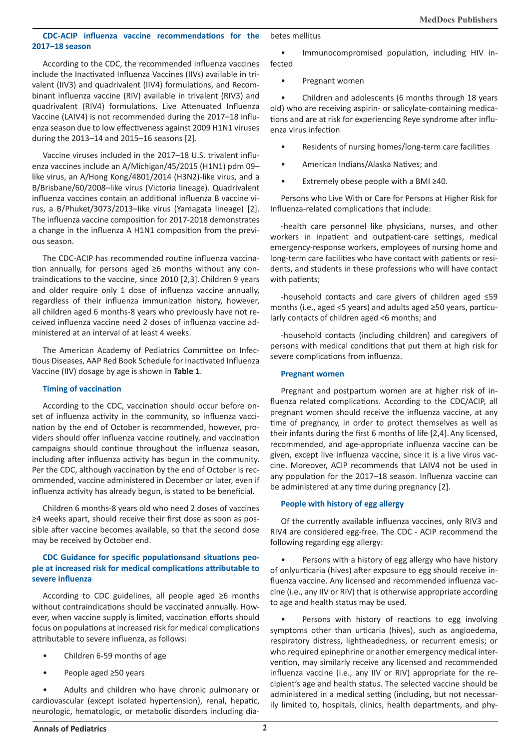### CDC-ACIP influenza vaccine recommendations for the 2017–18 season

According to the CDC, the recommended influenza vaccines include the Inactivated Influenza Vaccines (IIVs) available in trivalent (IIV3) and quadrivalent (IIV4) formulations, and Recombinant influenza vaccine (RIV) available in trivalent (RIV3) and quadrivalent (RIV4) formulations. Live Attenuated Influenza Vaccine (LAIV4) is not recommended during the 2017–18 influenza season due to low effectiveness against 2009 H1N1 viruses during the 2013–14 and 2015–16 seasons [2].

Vaccine viruses included in the 2017–18 U.S. trivalent influenza vaccines include an A/Michigan/45/2015 (H1N1) pdm 09–like virus, an A/Hong Kong/4801/2014 (H3N2)-like virus, and a B/Brisbane/60/2008–like virus (Victoria lineage). Quadrivalent influenza vaccines contain an additional influenza B vaccine virus, a B/Phuket/3073/2013–like virus (Yamagata lineage) [2]. The influenza vaccine composition for 2017-2018 demonstrates a change in the influenza A H1N1 composition from the previous season.

The CDC-ACIP has recommended routine influenza vaccination annually, for persons aged ≥6 months without any contraindications to the vaccine, since 2010 [2,3]. Children 9 years and older require only 1 dose of influenza vaccine annually, regardless of their influenza immunization history, however, all children aged 6 months-8 years who previously have not received influenza vaccine need 2 doses of influenza vaccine administered at an interval of at least 4 weeks.

The American Academy of Pediatrics Committee on Infectious Diseases, AAP Red Book Schedule for Inactivated Influenza Vaccine (IIV) dosage by age is shown in **Table 1**.

### Timing of vaccination

According to the CDC, vaccination should occur before onset of influenza activity in the community, so influenza vaccination by the end of October is recommended, however, providers should offer influenza vaccine routinely, and vaccination campaigns should continue throughout the influenza season, including after influenza activity has begun in the community. Per the CDC, although vaccination by the end of October is recommended, vaccine administered in December or later, even if influenza activity has already begun, is stated to be beneficial.

Children 6 months-8 years old who need 2 doses of vaccines ≥4 weeks apart, should receive their first dose as soon as possible after vaccine becomes available, so that the second dose may be received by October end.

### CDC Guidance for specific populationsand situations people at increased risk for medical complications attributable to severe influenza

According to CDC guidelines, all people aged ≥6 months without contraindications should be vaccinated annually. However, when vaccine supply is limited, vaccination efforts should focus on populations at increased risk for medical complications attributable to severe influenza, as follows:

- Children 6-59 months of age
- People aged ≥50 years
- Adults and children who have chronic pulmonary or cardiovascular (except isolated hypertension), renal, hepatic, neurologic, hematologic, or metabolic disorders including diabetes mellitus
- Immunocompromised population, including HIV infected
- Pregnant women
- Children and adolescents (6 months through 18 years old) who are receiving aspirin- or salicylate-containing medications and are at risk for experiencing Reye syndrome after influenza virus infection
- Residents of nursing homes/long-term care facilities
- American Indians/Alaska Natives; and
- Extremely obese people with a BMI ≥40.

Persons who Live With or Care for Persons at Higher Risk for Influenza-related complications that include:

-health care personnel like physicians, nurses, and other workers in inpatient and outpatient-care settings, medical emergency-response workers, employees of nursing home and long-term care facilities who have contact with patients or residents, and students in these professions who will have contact with patients;

-household contacts and care givers of children aged ≤59 months (i.e., aged <5 years) and adults aged ≥50 years, particularly contacts of children aged <6 months; and

-household contacts (including children) and caregivers of persons with medical conditions that put them at high risk for severe complications from influenza.

### Pregnant women

Pregnant and postpartum women are at higher risk of influenza related complications. According to the CDC/ACIP, all pregnant women should receive the influenza vaccine, at any time of pregnancy, in order to protect themselves as well as their infants during the first 6 months of life [2,4]. Any licensed, recommended, and age-appropriate influenza vaccine can be given, except live influenza vaccine, since it is a live virus vaccine. Moreover, ACIP recommends that LAIV4 not be used in any population for the 2017–18 season. Influenza vaccine can be administered at any time during pregnancy [2].

### People with history of egg allergy

Of the currently available influenza vaccines, only RIV3 and RIV4 are considered egg-free. The CDC - ACIP recommend the following regarding egg allergy:

- Persons with a history of egg allergy who have history of onlyurticaria (hives) after exposure to egg should receive influenza vaccine. Any licensed and recommended influenza vaccine (i.e., any IIV or RIV) that is otherwise appropriate according to age and health status may be used.
- Persons with history of reactions to egg involving symptoms other than urticaria (hives), such as angioedema, respiratory distress, lightheadedness, or recurrent emesis; or who required epinephrine or another emergency medical intervention, may similarly receive any licensed and recommended influenza vaccine (i.e., any IIV or RIV) appropriate for the recipient's age and health status. The selected vaccine should be administered in a medical setting (including, but not necessarily limited to, hospitals, clinics, health departments, and phy-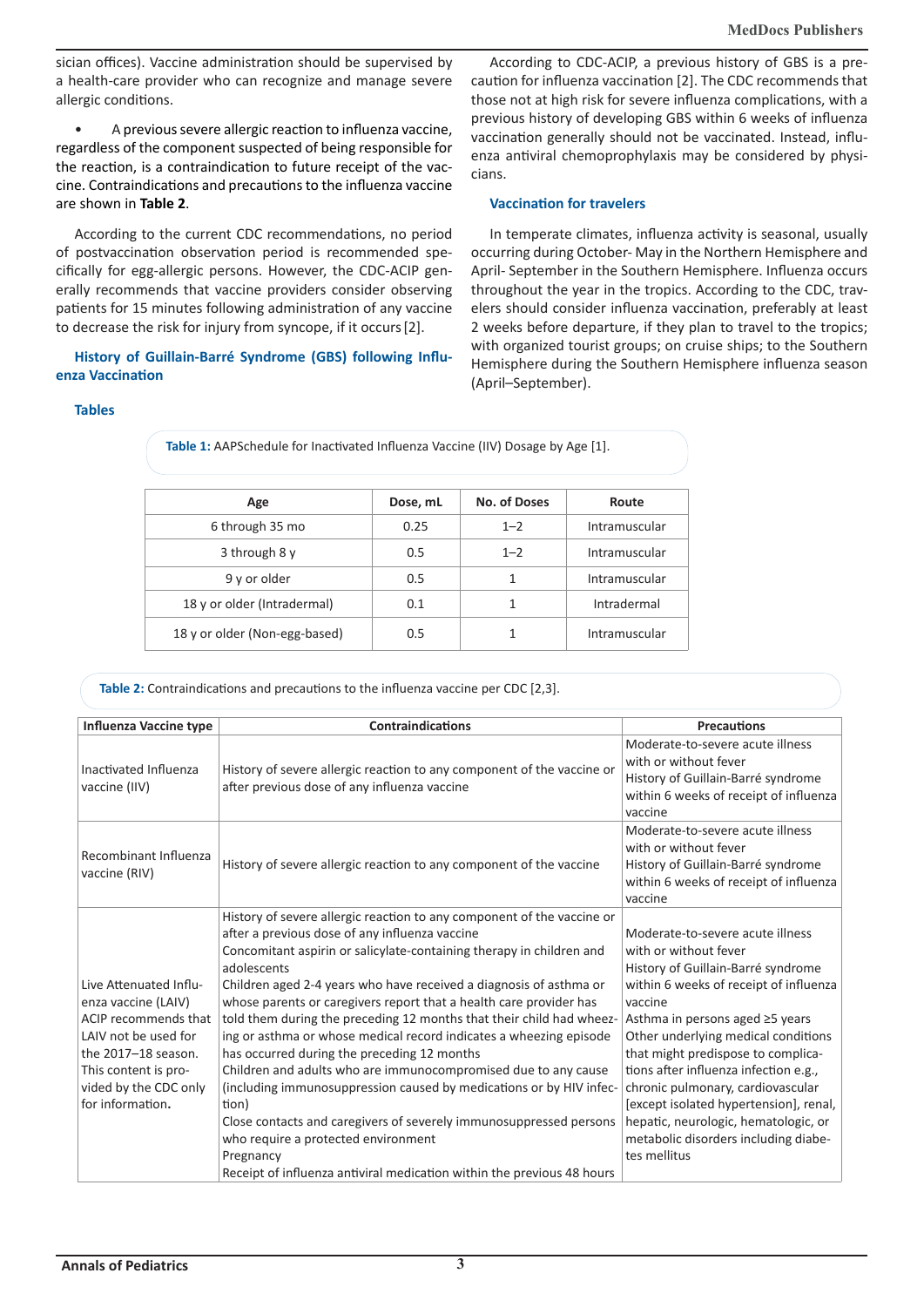sician offices). Vaccine administration should be supervised by a health-care provider who can recognize and manage severe allergic conditions.

- A previous severe allergic reaction to influenza vaccine, regardless of the component suspected of being responsible for the reaction, is a contraindication to future receipt of the vaccine. Contraindications and precautions to the influenza vaccine are shown in **Table 2**.

According to the current CDC recommendations, no period of postvaccination observation period is recommended specifically for egg-allergic persons. However, the CDC-ACIP generally recommends that vaccine providers consider observing patients for 15 minutes following administration of any vaccine to decrease the risk for injury from syncope, if it occurs [2].

### History of Guillain-Barré Syndrome (GBS) following Influenza Vaccination

According to CDC-ACIP, a previous history of GBS is a precaution for influenza vaccination [2]. The CDC recommends that those not at high risk for severe influenza complications, with a previous history of developing GBS within 6 weeks of influenza vaccination generally should not be vaccinated. Instead, influenza antiviral chemoprophylaxis may be considered by physicians.

### Vaccination for travelers

In temperate climates, influenza activity is seasonal, usually occurring during October- May in the Northern Hemisphere and April- September in the Southern Hemisphere. Influenza occurs throughout the year in the tropics. According to the CDC, travelers should consider influenza vaccination, preferably at least 2 weeks before departure, if they plan to travel to the tropics; with organized tourist groups; on cruise ships; to the Southern Hemisphere during the Southern Hemisphere influenza season (April–September).

### Tables

**Table 1:** AAPSchedule for Inactivated Influenza Vaccine (IIV) Dosage by Age [1].

| Age | Dose, mL | No. of Doses | Route |
|---|---|---|---|
| 6 through 35 mo | 0.25 | 1–2 | Intramuscular |
| 3 through 8 y | 0.5 | 1–2 | Intramuscular |
| 9 y or older | 0.5 | 1 | Intramuscular |
| 18 y or older (Intradermal) | 0.1 | 1 | Intradermal |
| 18 y or older (Non-egg-based) | 0.5 | 1 | Intramuscular |

**Table 2:** Contraindications and precautions to the influenza vaccine per CDC [2,3].

| Influenza Vaccine type | Contraindications | Precautions |
|---|---|---|
| Inactivated Influenza vaccine (IIV) | History of severe allergic reaction to any component of the vaccine or after previous dose of any influenza vaccine | Moderate-to-severe acute illness with or without fever<br>History of Guillain-Barré syndrome within 6 weeks of receipt of influenza vaccine |
| Recombinant Influenza vaccine (RIV) | History of severe allergic reaction to any component of the vaccine | Moderate-to-severe acute illness with or without fever<br>History of Guillain-Barré syndrome within 6 weeks of receipt of influenza vaccine |
| Live Attenuated Influenza vaccine (LAIV) ACIP recommends that LAIV not be used for the 2017–18 season. This content is provided by the CDC only for information. | History of severe allergic reaction to any component of the vaccine or after a previous dose of any influenza vaccine<br>Concomitant aspirin or salicylate-containing therapy in children and adolescents<br>Children aged 2-4 years who have received a diagnosis of asthma or whose parents or caregivers report that a health care provider has told them during the preceding 12 months that their child had wheezing or asthma or whose medical record indicates a wheezing episode has occurred during the preceding 12 months<br>Children and adults who are immunocompromised due to any cause (including immunosuppression caused by medications or by HIV infection)<br>Close contacts and caregivers of severely immunosuppressed persons who require a protected environment<br>Pregnancy<br>Receipt of influenza antiviral medication within the previous 48 hours | Moderate-to-severe acute illness with or without fever<br>History of Guillain-Barré syndrome within 6 weeks of receipt of influenza vaccine<br>Asthma in persons aged ≥5 years<br>Other underlying medical conditions that might predispose to complications after influenza infection e.g., chronic pulmonary, cardiovascular [except isolated hypertension], renal, hepatic, neurologic, hematologic, or metabolic disorders including diabetes mellitus |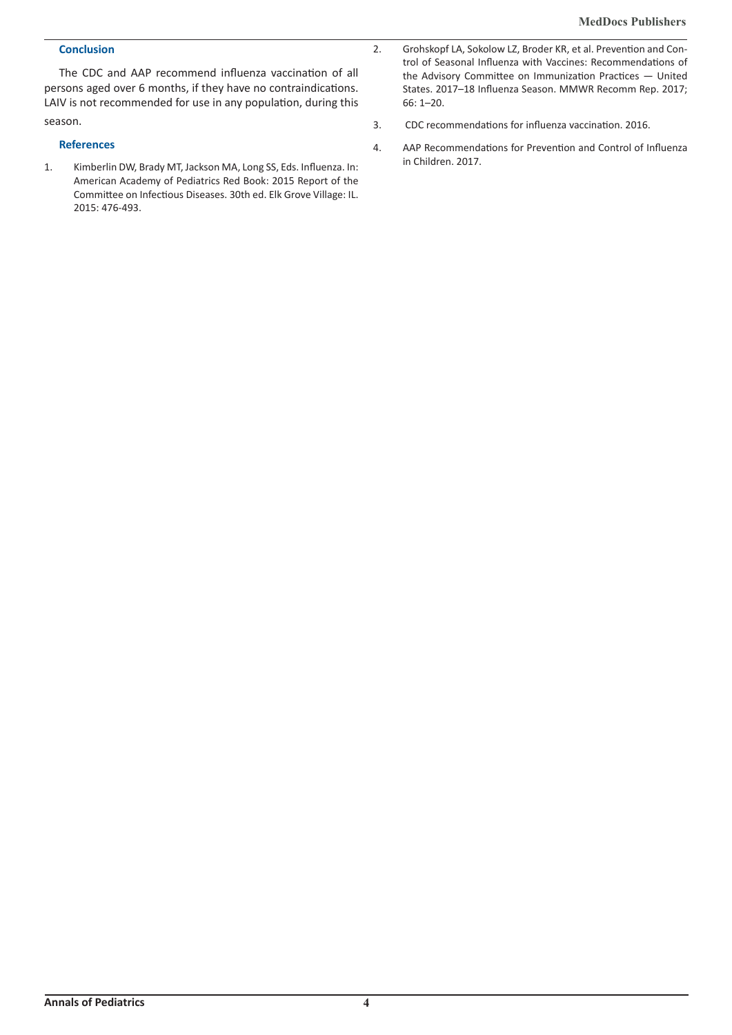## Conclusion

The CDC and AAP recommend influenza vaccination of all persons aged over 6 months, if they have no contraindications. LAIV is not recommended for use in any population, during this season.

## References

1. Kimberlin DW, Brady MT, Jackson MA, Long SS, Eds. Influenza. In: American Academy of Pediatrics Red Book: 2015 Report of the Committee on Infectious Diseases. 30th ed. Elk Grove Village: IL. 2015: 476-493.
2. Grohskopf LA, Sokolow LZ, Broder KR, et al. Prevention and Control of Seasonal Influenza with Vaccines: Recommendations of the Advisory Committee on Immunization Practices — United States. 2017–18 Influenza Season. MMWR Recomm Rep. 2017; 66: 1–20.
3. CDC recommendations for influenza vaccination. 2016.
4. AAP Recommendations for Prevention and Control of Influenza in Children. 2017.